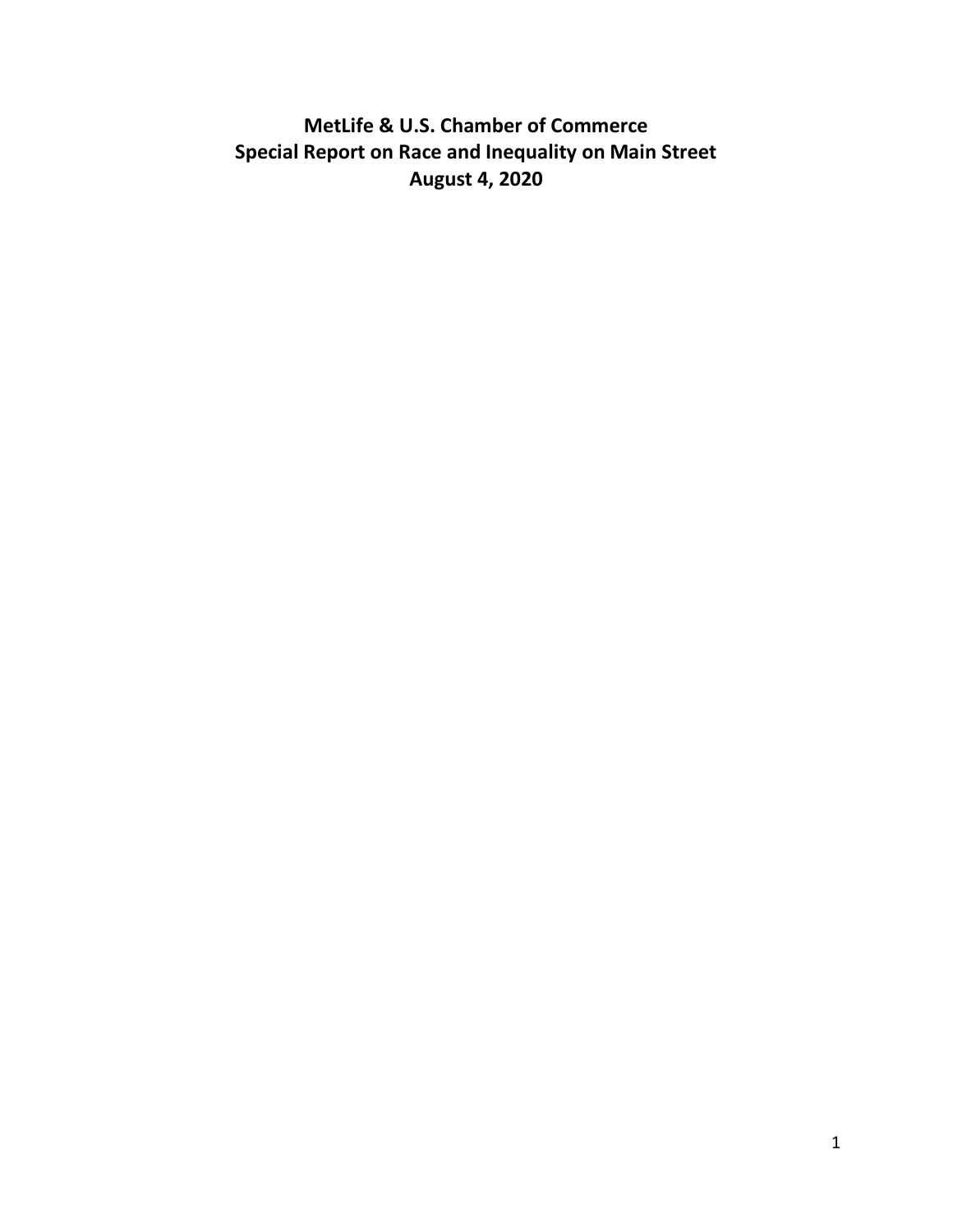# MetLife & U.S. Chamber of Commerce
# Special Report on Race and Inequality on Main Street
# August 4, 2020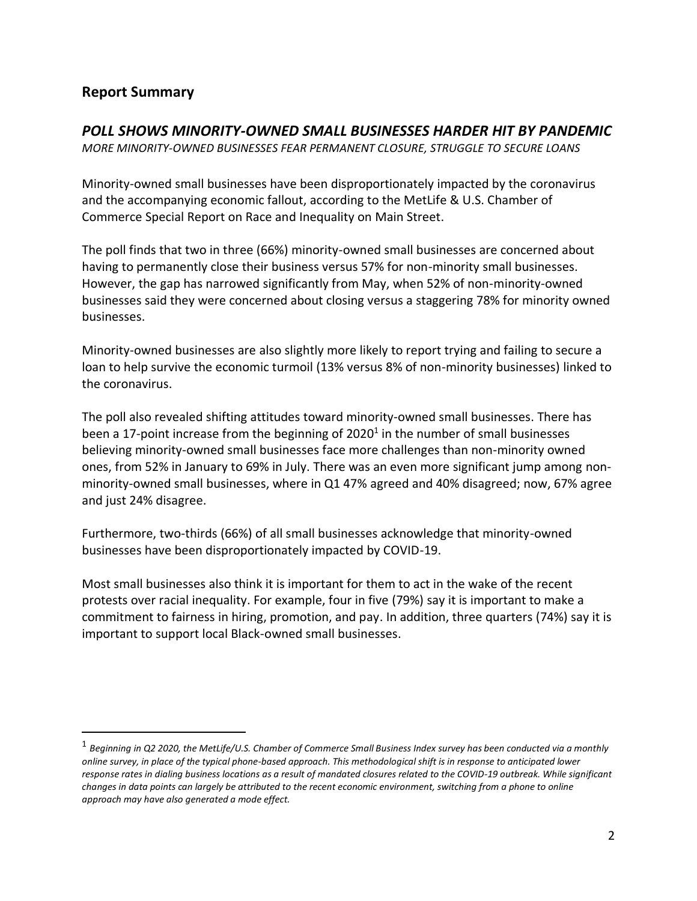## Report Summary

### *POLL SHOWS MINORITY-OWNED SMALL BUSINESSES HARDER HIT BY PANDEMIC*

*MORE MINORITY-OWNED BUSINESSES FEAR PERMANENT CLOSURE, STRUGGLE TO SECURE LOANS*

Minority-owned small businesses have been disproportionately impacted by the coronavirus and the accompanying economic fallout, according to the MetLife & U.S. Chamber of Commerce Special Report on Race and Inequality on Main Street.

The poll finds that two in three (66%) minority-owned small businesses are concerned about having to permanently close their business versus 57% for non-minority small businesses. However, the gap has narrowed significantly from May, when 52% of non-minority-owned businesses said they were concerned about closing versus a staggering 78% for minority owned businesses.

Minority-owned businesses are also slightly more likely to report trying and failing to secure a loan to help survive the economic turmoil (13% versus 8% of non-minority businesses) linked to the coronavirus.

The poll also revealed shifting attitudes toward minority-owned small businesses. There has been a 17-point increase from the beginning of 2020[1] in the number of small businesses believing minority-owned small businesses face more challenges than non-minority owned ones, from 52% in January to 69% in July. There was an even more significant jump among non-minority-owned small businesses, where in Q1 47% agreed and 40% disagreed; now, 67% agree and just 24% disagree.

Furthermore, two-thirds (66%) of all small businesses acknowledge that minority-owned businesses have been disproportionately impacted by COVID-19.

Most small businesses also think it is important for them to act in the wake of the recent protests over racial inequality. For example, four in five (79%) say it is important to make a commitment to fairness in hiring, promotion, and pay. In addition, three quarters (74%) say it is important to support local Black-owned small businesses.

---

[1] *Beginning in Q2 2020, the MetLife/U.S. Chamber of Commerce Small Business Index survey has been conducted via a monthly online survey, in place of the typical phone-based approach. This methodological shift is in response to anticipated lower response rates in dialing business locations as a result of mandated closures related to the COVID-19 outbreak. While significant changes in data points can largely be attributed to the recent economic environment, switching from a phone to online approach may have also generated a mode effect.*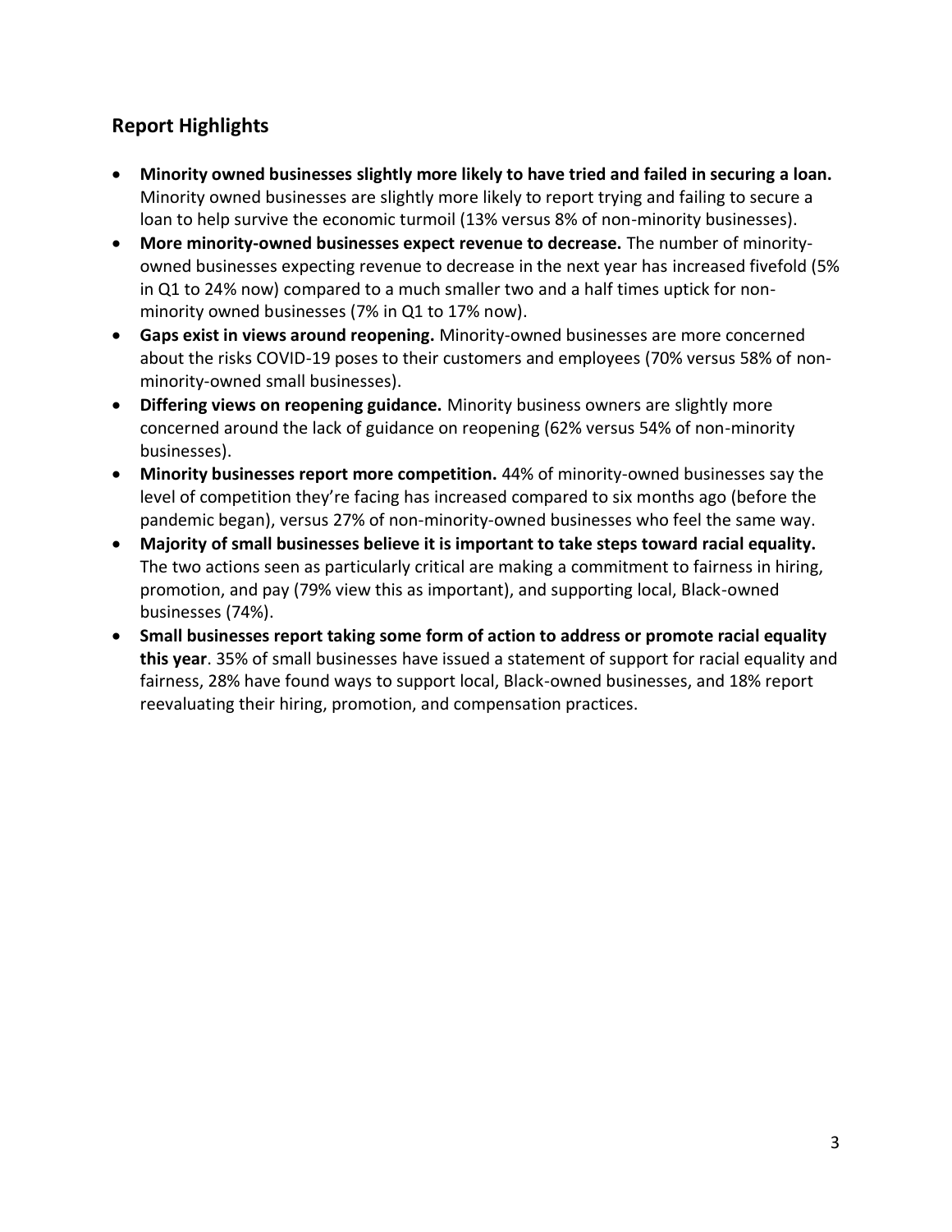## Report Highlights

- **Minority owned businesses slightly more likely to have tried and failed in securing a loan.** Minority owned businesses are slightly more likely to report trying and failing to secure a loan to help survive the economic turmoil (13% versus 8% of non-minority businesses).
- **More minority-owned businesses expect revenue to decrease.** The number of minority-owned businesses expecting revenue to decrease in the next year has increased fivefold (5% in Q1 to 24% now) compared to a much smaller two and a half times uptick for non-minority owned businesses (7% in Q1 to 17% now).
- **Gaps exist in views around reopening.** Minority-owned businesses are more concerned about the risks COVID-19 poses to their customers and employees (70% versus 58% of non-minority-owned small businesses).
- **Differing views on reopening guidance.** Minority business owners are slightly more concerned around the lack of guidance on reopening (62% versus 54% of non-minority businesses).
- **Minority businesses report more competition.** 44% of minority-owned businesses say the level of competition they're facing has increased compared to six months ago (before the pandemic began), versus 27% of non-minority-owned businesses who feel the same way.
- **Majority of small businesses believe it is important to take steps toward racial equality.** The two actions seen as particularly critical are making a commitment to fairness in hiring, promotion, and pay (79% view this as important), and supporting local, Black-owned businesses (74%).
- **Small businesses report taking some form of action to address or promote racial equality this year**. 35% of small businesses have issued a statement of support for racial equality and fairness, 28% have found ways to support local, Black-owned businesses, and 18% report reevaluating their hiring, promotion, and compensation practices.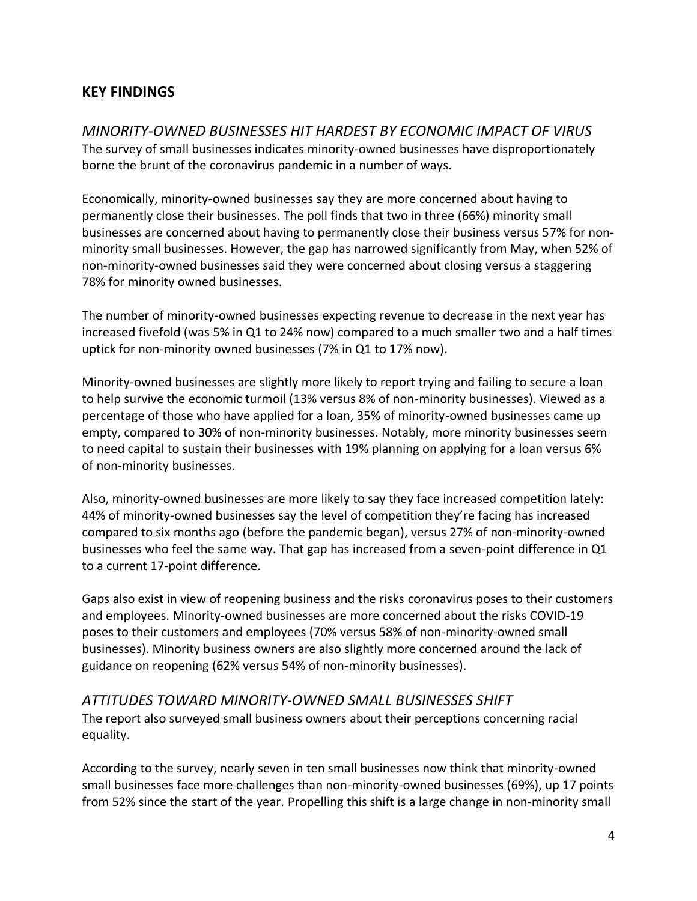## KEY FINDINGS

### *MINORITY-OWNED BUSINESSES HIT HARDEST BY ECONOMIC IMPACT OF VIRUS*

The survey of small businesses indicates minority-owned businesses have disproportionately borne the brunt of the coronavirus pandemic in a number of ways.

Economically, minority-owned businesses say they are more concerned about having to permanently close their businesses. The poll finds that two in three (66%) minority small businesses are concerned about having to permanently close their business versus 57% for non-minority small businesses. However, the gap has narrowed significantly from May, when 52% of non-minority-owned businesses said they were concerned about closing versus a staggering 78% for minority owned businesses.

The number of minority-owned businesses expecting revenue to decrease in the next year has increased fivefold (was 5% in Q1 to 24% now) compared to a much smaller two and a half times uptick for non-minority owned businesses (7% in Q1 to 17% now).

Minority-owned businesses are slightly more likely to report trying and failing to secure a loan to help survive the economic turmoil (13% versus 8% of non-minority businesses). Viewed as a percentage of those who have applied for a loan, 35% of minority-owned businesses came up empty, compared to 30% of non-minority businesses. Notably, more minority businesses seem to need capital to sustain their businesses with 19% planning on applying for a loan versus 6% of non-minority businesses.

Also, minority-owned businesses are more likely to say they face increased competition lately: 44% of minority-owned businesses say the level of competition they're facing has increased compared to six months ago (before the pandemic began), versus 27% of non-minority-owned businesses who feel the same way. That gap has increased from a seven-point difference in Q1 to a current 17-point difference.

Gaps also exist in view of reopening business and the risks coronavirus poses to their customers and employees. Minority-owned businesses are more concerned about the risks COVID-19 poses to their customers and employees (70% versus 58% of non-minority-owned small businesses). Minority business owners are also slightly more concerned around the lack of guidance on reopening (62% versus 54% of non-minority businesses).

### *ATTITUDES TOWARD MINORITY-OWNED SMALL BUSINESSES SHIFT*

The report also surveyed small business owners about their perceptions concerning racial equality.

According to the survey, nearly seven in ten small businesses now think that minority-owned small businesses face more challenges than non-minority-owned businesses (69%), up 17 points from 52% since the start of the year. Propelling this shift is a large change in non-minority small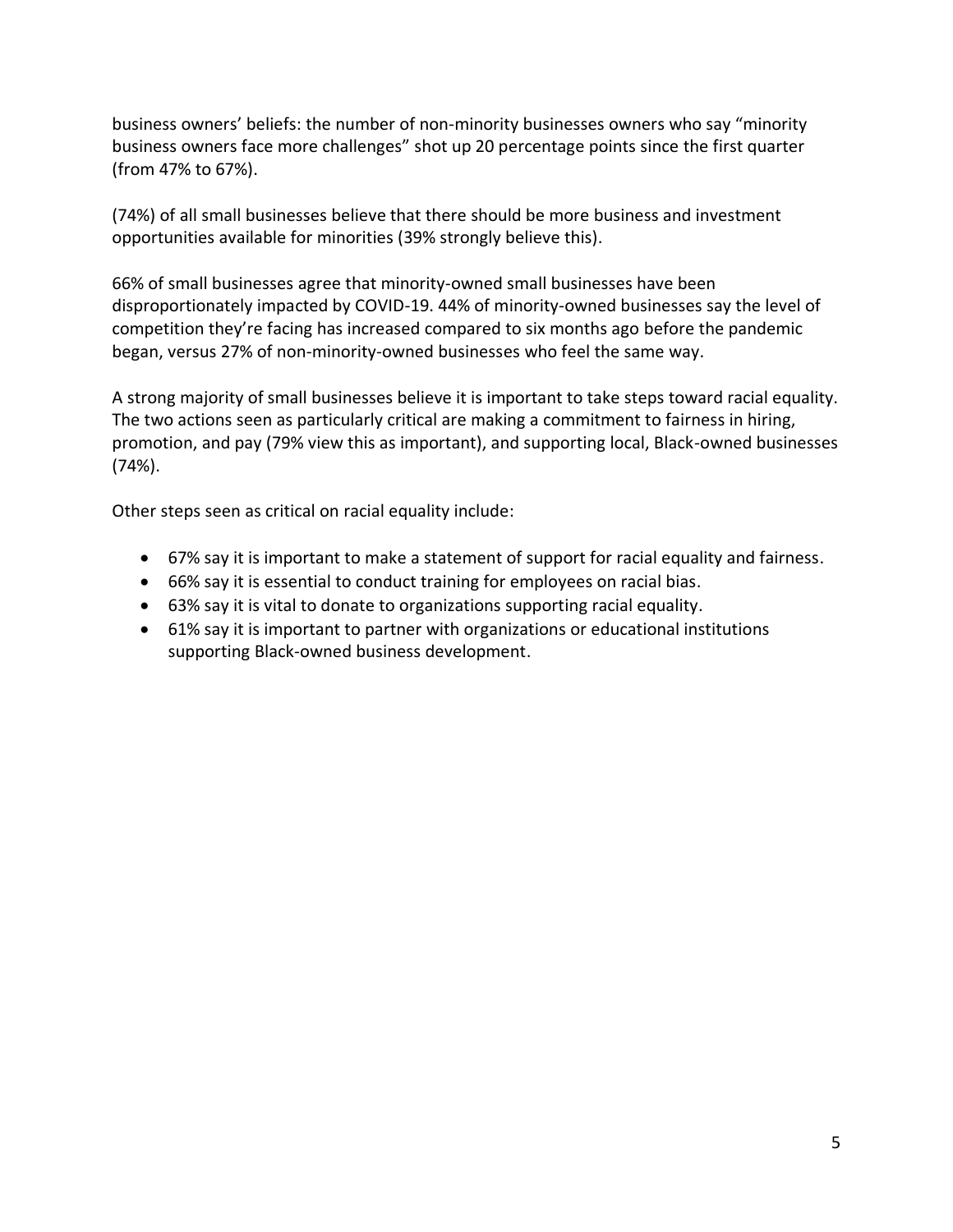business owners' beliefs: the number of non-minority businesses owners who say "minority business owners face more challenges" shot up 20 percentage points since the first quarter (from 47% to 67%).

(74%) of all small businesses believe that there should be more business and investment opportunities available for minorities (39% strongly believe this).

66% of small businesses agree that minority-owned small businesses have been disproportionately impacted by COVID-19. 44% of minority-owned businesses say the level of competition they're facing has increased compared to six months ago before the pandemic began, versus 27% of non-minority-owned businesses who feel the same way.

A strong majority of small businesses believe it is important to take steps toward racial equality. The two actions seen as particularly critical are making a commitment to fairness in hiring, promotion, and pay (79% view this as important), and supporting local, Black-owned businesses (74%).

Other steps seen as critical on racial equality include:

- 67% say it is important to make a statement of support for racial equality and fairness.
- 66% say it is essential to conduct training for employees on racial bias.
- 63% say it is vital to donate to organizations supporting racial equality.
- 61% say it is important to partner with organizations or educational institutions supporting Black-owned business development.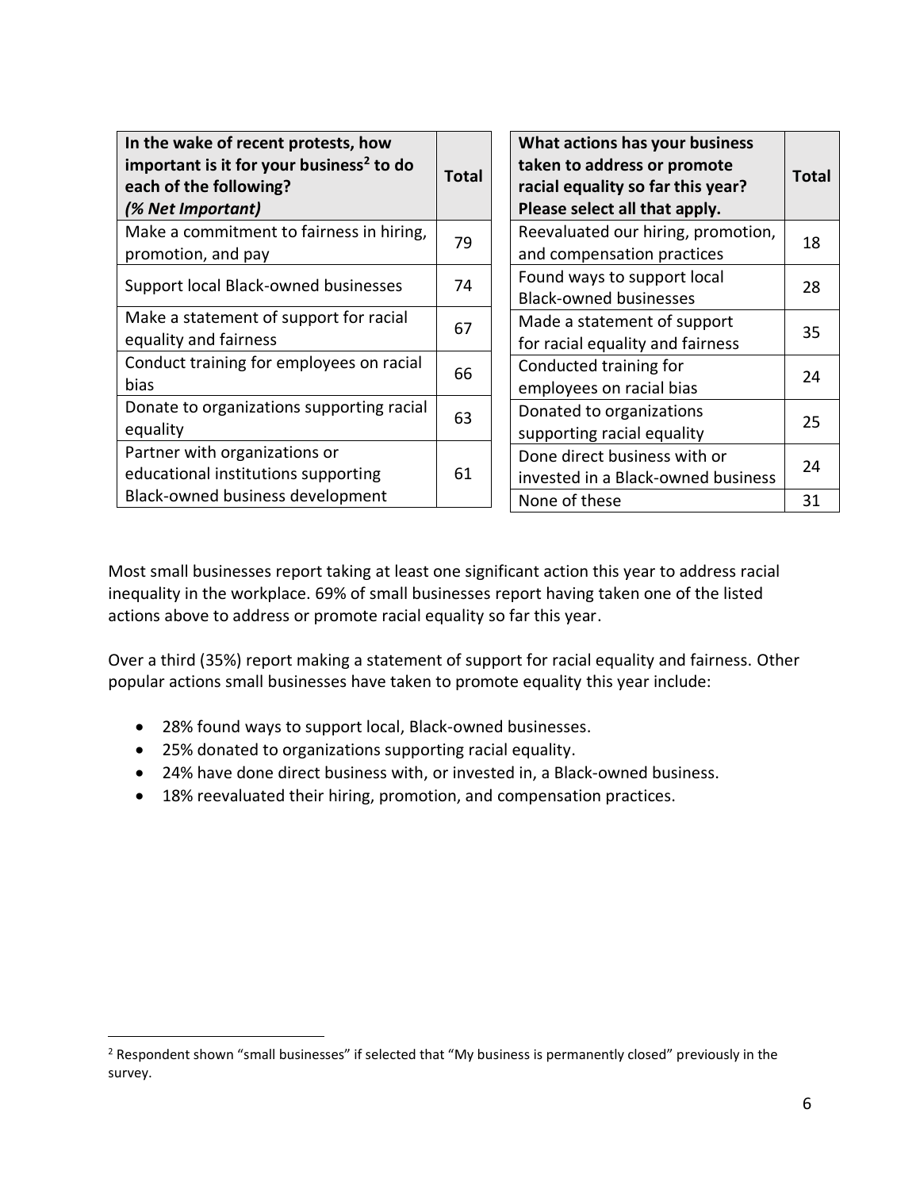| In the wake of recent protests, how important is it for your business[2] to do each of the following? *(% Net Important)* | Total |
|---|---|
| Make a commitment to fairness in hiring, promotion, and pay | 79 |
| Support local Black-owned businesses | 74 |
| Make a statement of support for racial equality and fairness | 67 |
| Conduct training for employees on racial bias | 66 |
| Donate to organizations supporting racial equality | 63 |
| Partner with organizations or educational institutions supporting Black-owned business development | 61 |

| What actions has your business taken to address or promote racial equality so far this year? Please select all that apply. | Total |
|---|---|
| Reevaluated our hiring, promotion, and compensation practices | 18 |
| Found ways to support local Black-owned businesses | 28 |
| Made a statement of support for racial equality and fairness | 35 |
| Conducted training for employees on racial bias | 24 |
| Donated to organizations supporting racial equality | 25 |
| Done direct business with or invested in a Black-owned business | 24 |
| None of these | 31 |

Most small businesses report taking at least one significant action this year to address racial inequality in the workplace. 69% of small businesses report having taken one of the listed actions above to address or promote racial equality so far this year.

Over a third (35%) report making a statement of support for racial equality and fairness. Other popular actions small businesses have taken to promote equality this year include:

- 28% found ways to support local, Black-owned businesses.
- 25% donated to organizations supporting racial equality.
- 24% have done direct business with, or invested in, a Black-owned business.
- 18% reevaluated their hiring, promotion, and compensation practices.

[2] Respondent shown "small businesses" if selected that "My business is permanently closed" previously in the survey.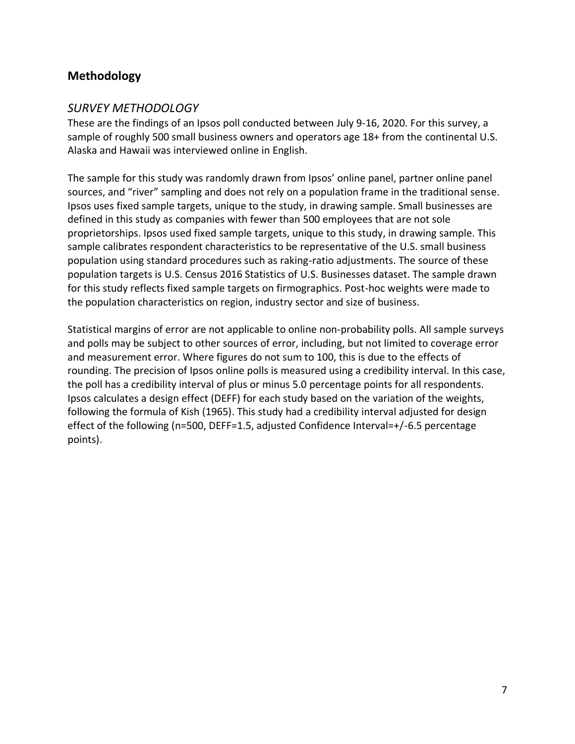## Methodology

### *SURVEY METHODOLOGY*

These are the findings of an Ipsos poll conducted between July 9-16, 2020. For this survey, a sample of roughly 500 small business owners and operators age 18+ from the continental U.S. Alaska and Hawaii was interviewed online in English.

The sample for this study was randomly drawn from Ipsos' online panel, partner online panel sources, and "river" sampling and does not rely on a population frame in the traditional sense. Ipsos uses fixed sample targets, unique to the study, in drawing sample. Small businesses are defined in this study as companies with fewer than 500 employees that are not sole proprietorships. Ipsos used fixed sample targets, unique to this study, in drawing sample. This sample calibrates respondent characteristics to be representative of the U.S. small business population using standard procedures such as raking-ratio adjustments. The source of these population targets is U.S. Census 2016 Statistics of U.S. Businesses dataset. The sample drawn for this study reflects fixed sample targets on firmographics. Post-hoc weights were made to the population characteristics on region, industry sector and size of business.

Statistical margins of error are not applicable to online non-probability polls. All sample surveys and polls may be subject to other sources of error, including, but not limited to coverage error and measurement error. Where figures do not sum to 100, this is due to the effects of rounding. The precision of Ipsos online polls is measured using a credibility interval. In this case, the poll has a credibility interval of plus or minus 5.0 percentage points for all respondents. Ipsos calculates a design effect (DEFF) for each study based on the variation of the weights, following the formula of Kish (1965). This study had a credibility interval adjusted for design effect of the following (n=500, DEFF=1.5, adjusted Confidence Interval=+/-6.5 percentage points).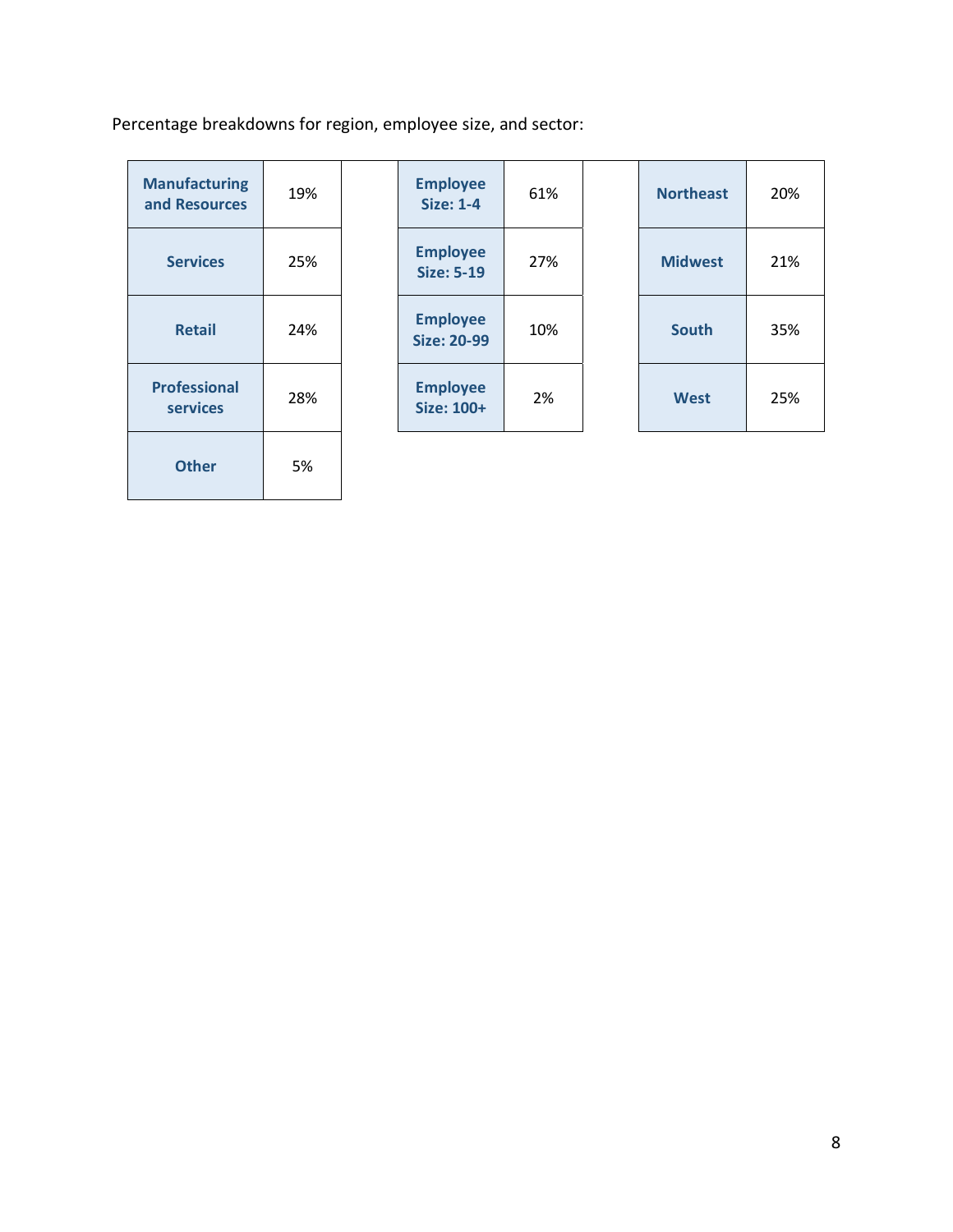Percentage breakdowns for region, employee size, and sector:

| | |
|---|---|
| **Manufacturing and Resources** | 19% |
| **Services** | 25% |
| **Retail** | 24% |
| **Professional services** | 28% |
| **Other** | 5% |

| | |
|---|---|
| **Employee Size: 1-4** | 61% |
| **Employee Size: 5-19** | 27% |
| **Employee Size: 20-99** | 10% |
| **Employee Size: 100+** | 2% |

| | |
|---|---|
| **Northeast** | 20% |
| **Midwest** | 21% |
| **South** | 35% |
| **West** | 25% |